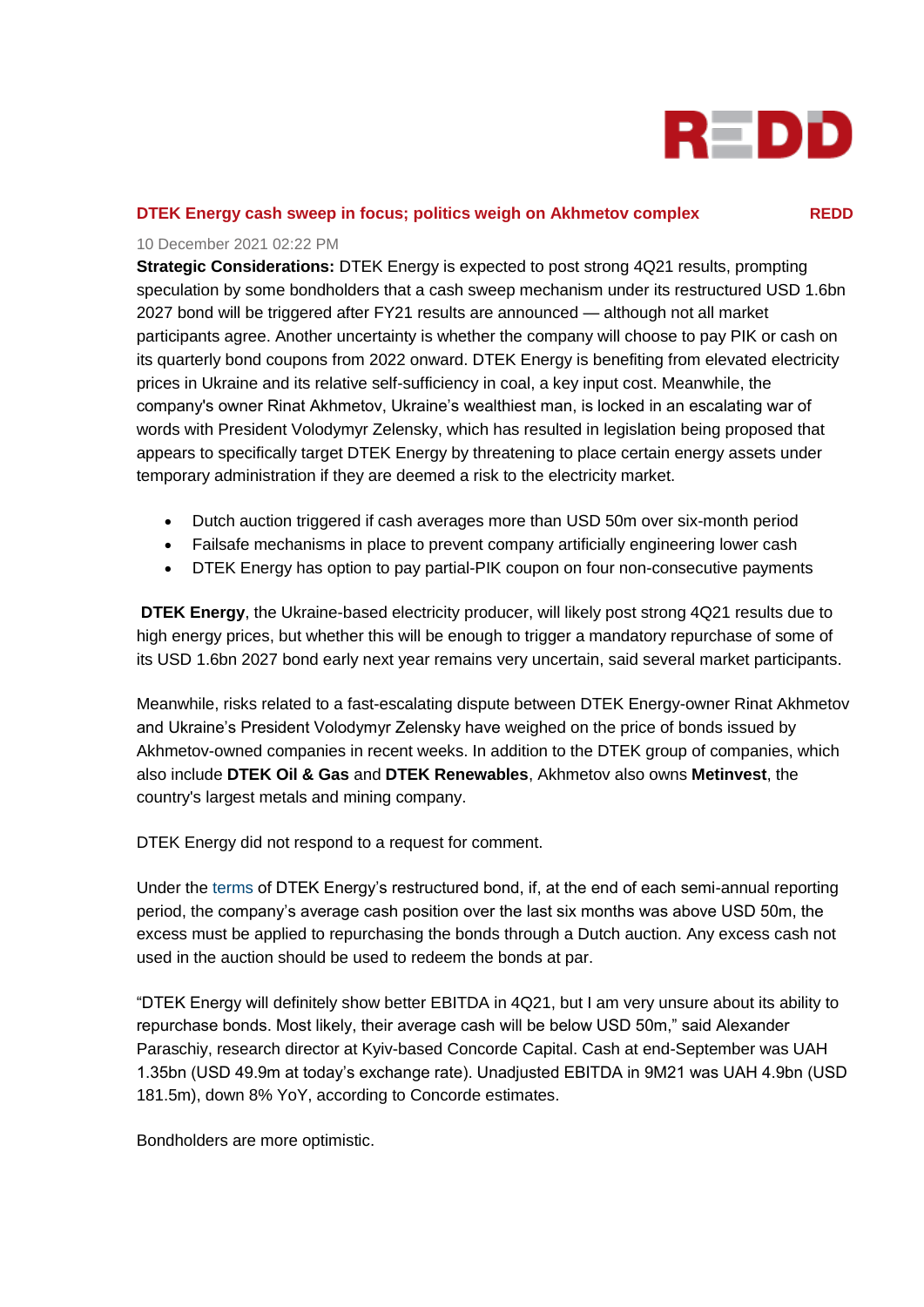## DTEK Energy cash sweep in focus; politics weigh on Akhmetov complex

REDD

10 December 2021 02:22 PM

**Strategic Considerations:** DTEK Energy is expected to post strong 4Q21 results, prompting speculation by some bondholders that a cash sweep mechanism under its restructured USD 1.6bn 2027 bond will be triggered after FY21 results are announced — although not all market participants agree. Another uncertainty is whether the company will choose to pay PIK or cash on its quarterly bond coupons from 2022 onward. DTEK Energy is benefiting from elevated electricity prices in Ukraine and its relative self-sufficiency in coal, a key input cost. Meanwhile, the company's owner Rinat Akhmetov, Ukraine's wealthiest man, is locked in an escalating war of words with President Volodymyr Zelensky, which has resulted in legislation being proposed that appears to specifically target DTEK Energy by threatening to place certain energy assets under temporary administration if they are deemed a risk to the electricity market.

- Dutch auction triggered if cash averages more than USD 50m over six-month period
- Failsafe mechanisms in place to prevent company artificially engineering lower cash
- DTEK Energy has option to pay partial-PIK coupon on four non-consecutive payments

**DTEK Energy**, the Ukraine-based electricity producer, will likely post strong 4Q21 results due to high energy prices, but whether this will be enough to trigger a mandatory repurchase of some of its USD 1.6bn 2027 bond early next year remains very uncertain, said several market participants.

Meanwhile, risks related to a fast-escalating dispute between DTEK Energy-owner Rinat Akhmetov and Ukraine's President Volodymyr Zelensky have weighed on the price of bonds issued by Akhmetov-owned companies in recent weeks. In addition to the DTEK group of companies, which also include **DTEK Oil & Gas** and **DTEK Renewables**, Akhmetov also owns **Metinvest**, the country's largest metals and mining company.

DTEK Energy did not respond to a request for comment.

Under the terms of DTEK Energy's restructured bond, if, at the end of each semi-annual reporting period, the company's average cash position over the last six months was above USD 50m, the excess must be applied to repurchasing the bonds through a Dutch auction. Any excess cash not used in the auction should be used to redeem the bonds at par.

"DTEK Energy will definitely show better EBITDA in 4Q21, but I am very unsure about its ability to repurchase bonds. Most likely, their average cash will be below USD 50m," said Alexander Paraschiy, research director at Kyiv-based Concorde Capital. Cash at end-September was UAH 1.35bn (USD 49.9m at today's exchange rate). Unadjusted EBITDA in 9M21 was UAH 4.9bn (USD 181.5m), down 8% YoY, according to Concorde estimates.

Bondholders are more optimistic.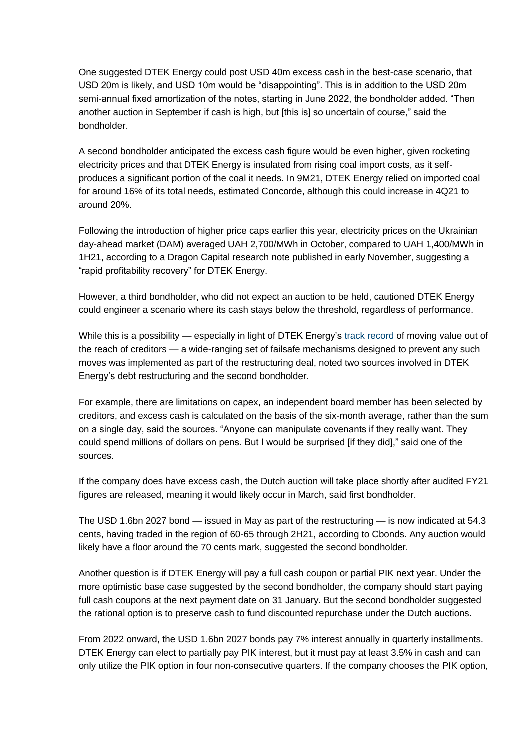One suggested DTEK Energy could post USD 40m excess cash in the best-case scenario, that USD 20m is likely, and USD 10m would be "disappointing". This is in addition to the USD 20m semi-annual fixed amortization of the notes, starting in June 2022, the bondholder added. "Then another auction in September if cash is high, but [this is] so uncertain of course," said the bondholder.

A second bondholder anticipated the excess cash figure would be even higher, given rocketing electricity prices and that DTEK Energy is insulated from rising coal import costs, as it self-produces a significant portion of the coal it needs. In 9M21, DTEK Energy relied on imported coal for around 16% of its total needs, estimated Concorde, although this could increase in 4Q21 to around 20%.

Following the introduction of higher price caps earlier this year, electricity prices on the Ukrainian day-ahead market (DAM) averaged UAH 2,700/MWh in October, compared to UAH 1,400/MWh in 1H21, according to a Dragon Capital research note published in early November, suggesting a "rapid profitability recovery" for DTEK Energy.

However, a third bondholder, who did not expect an auction to be held, cautioned DTEK Energy could engineer a scenario where its cash stays below the threshold, regardless of performance.

While this is a possibility — especially in light of DTEK Energy's track record of moving value out of the reach of creditors — a wide-ranging set of failsafe mechanisms designed to prevent any such moves was implemented as part of the restructuring deal, noted two sources involved in DTEK Energy's debt restructuring and the second bondholder.

For example, there are limitations on capex, an independent board member has been selected by creditors, and excess cash is calculated on the basis of the six-month average, rather than the sum on a single day, said the sources. "Anyone can manipulate covenants if they really want. They could spend millions of dollars on pens. But I would be surprised [if they did]," said one of the sources.

If the company does have excess cash, the Dutch auction will take place shortly after audited FY21 figures are released, meaning it would likely occur in March, said first bondholder.

The USD 1.6bn 2027 bond — issued in May as part of the restructuring — is now indicated at 54.3 cents, having traded in the region of 60-65 through 2H21, according to Cbonds. Any auction would likely have a floor around the 70 cents mark, suggested the second bondholder.

Another question is if DTEK Energy will pay a full cash coupon or partial PIK next year. Under the more optimistic base case suggested by the second bondholder, the company should start paying full cash coupons at the next payment date on 31 January. But the second bondholder suggested the rational option is to preserve cash to fund discounted repurchase under the Dutch auctions.

From 2022 onward, the USD 1.6bn 2027 bonds pay 7% interest annually in quarterly installments. DTEK Energy can elect to partially pay PIK interest, but it must pay at least 3.5% in cash and can only utilize the PIK option in four non-consecutive quarters. If the company chooses the PIK option,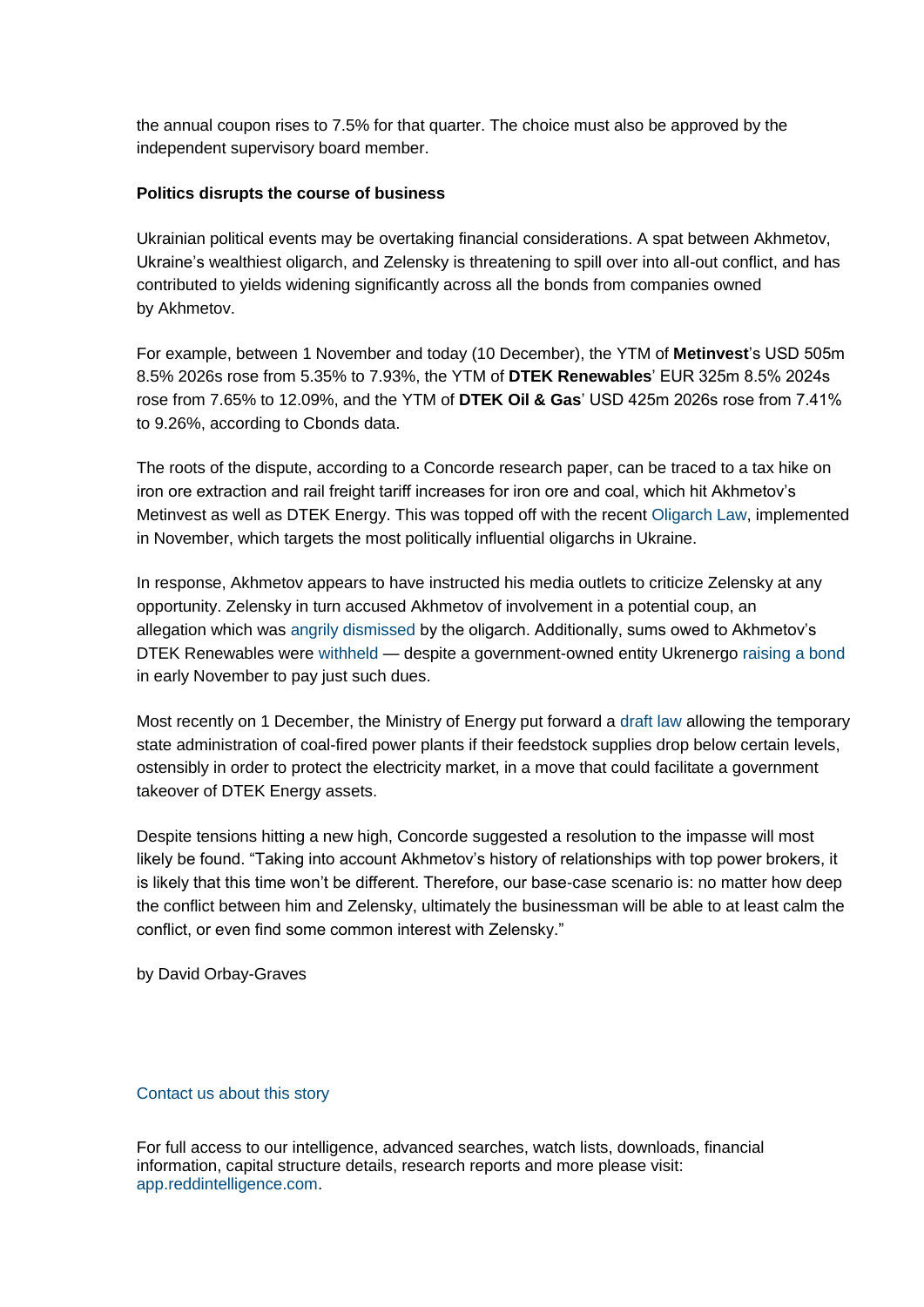the annual coupon rises to 7.5% for that quarter. The choice must also be approved by the independent supervisory board member.

**Politics disrupts the course of business**

Ukrainian political events may be overtaking financial considerations. A spat between Akhmetov, Ukraine's wealthiest oligarch, and Zelensky is threatening to spill over into all-out conflict, and has contributed to yields widening significantly across all the bonds from companies owned by Akhmetov.

For example, between 1 November and today (10 December), the YTM of **Metinvest**'s USD 505m 8.5% 2026s rose from 5.35% to 7.93%, the YTM of **DTEK Renewables**' EUR 325m 8.5% 2024s rose from 7.65% to 12.09%, and the YTM of **DTEK Oil & Gas**' USD 425m 2026s rose from 7.41% to 9.26%, according to Cbonds data.

The roots of the dispute, according to a Concorde research paper, can be traced to a tax hike on iron ore extraction and rail freight tariff increases for iron ore and coal, which hit Akhmetov's Metinvest as well as DTEK Energy. This was topped off with the recent Oligarch Law, implemented in November, which targets the most politically influential oligarchs in Ukraine.

In response, Akhmetov appears to have instructed his media outlets to criticize Zelensky at any opportunity. Zelensky in turn accused Akhmetov of involvement in a potential coup, an allegation which was angrily dismissed by the oligarch. Additionally, sums owed to Akhmetov's DTEK Renewables were withheld — despite a government-owned entity Ukrenergo raising a bond in early November to pay just such dues.

Most recently on 1 December, the Ministry of Energy put forward a draft law allowing the temporary state administration of coal-fired power plants if their feedstock supplies drop below certain levels, ostensibly in order to protect the electricity market, in a move that could facilitate a government takeover of DTEK Energy assets.

Despite tensions hitting a new high, Concorde suggested a resolution to the impasse will most likely be found. "Taking into account Akhmetov's history of relationships with top power brokers, it is likely that this time won't be different. Therefore, our base-case scenario is: no matter how deep the conflict between him and Zelensky, ultimately the businessman will be able to at least calm the conflict, or even find some common interest with Zelensky."

by David Orbay-Graves

Contact us about this story

For full access to our intelligence, advanced searches, watch lists, downloads, financial information, capital structure details, research reports and more please visit: app.reddintelligence.com.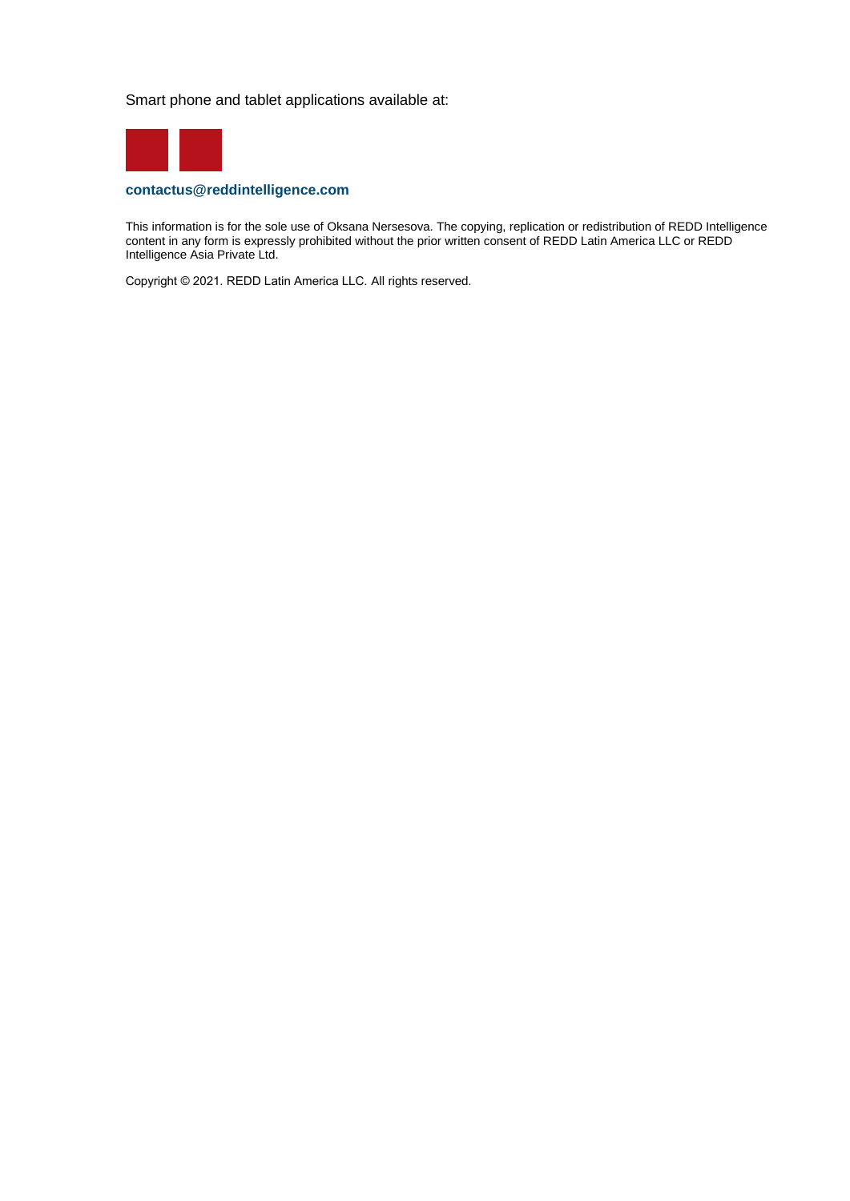Smart phone and tablet applications available at:

**contactus@reddintelligence.com**

This information is for the sole use of Oksana Nersesova. The copying, replication or redistribution of REDD Intelligence content in any form is expressly prohibited without the prior written consent of REDD Latin America LLC or REDD Intelligence Asia Private Ltd.

Copyright © 2021. REDD Latin America LLC. All rights reserved.